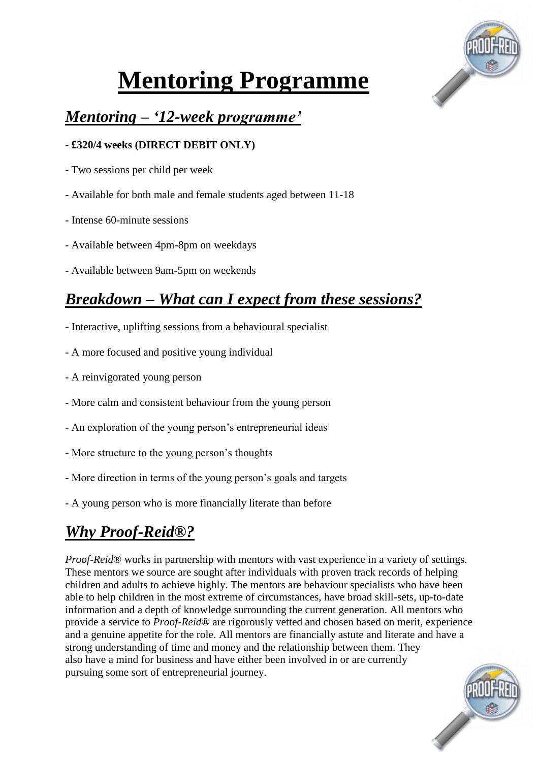# **Mentoring Programme**

## ***Mentoring – '12-week programme'***

**- £320/4 weeks (DIRECT DEBIT ONLY)**

- Two sessions per child per week
- Available for both male and female students aged between 11-18
- Intense 60-minute sessions
- Available between 4pm-8pm on weekdays
- Available between 9am-5pm on weekends

## ***Breakdown – What can I expect from these sessions?***

- Interactive, uplifting sessions from a behavioural specialist
- A more focused and positive young individual
- A reinvigorated young person
- More calm and consistent behaviour from the young person
- An exploration of the young person's entrepreneurial ideas
- More structure to the young person's thoughts
- More direction in terms of the young person's goals and targets
- A young person who is more financially literate than before

## ***Why Proof-Reid®?***

*Proof-Reid*® works in partnership with mentors with vast experience in a variety of settings. These mentors we source are sought after individuals with proven track records of helping children and adults to achieve highly. The mentors are behaviour specialists who have been able to help children in the most extreme of circumstances, have broad skill-sets, up-to-date information and a depth of knowledge surrounding the current generation. All mentors who provide a service to *Proof-Reid*® are rigorously vetted and chosen based on merit, experience and a genuine appetite for the role. All mentors are financially astute and literate and have a strong understanding of time and money and the relationship between them. They also have a mind for business and have either been involved in or are currently pursuing some sort of entrepreneurial journey.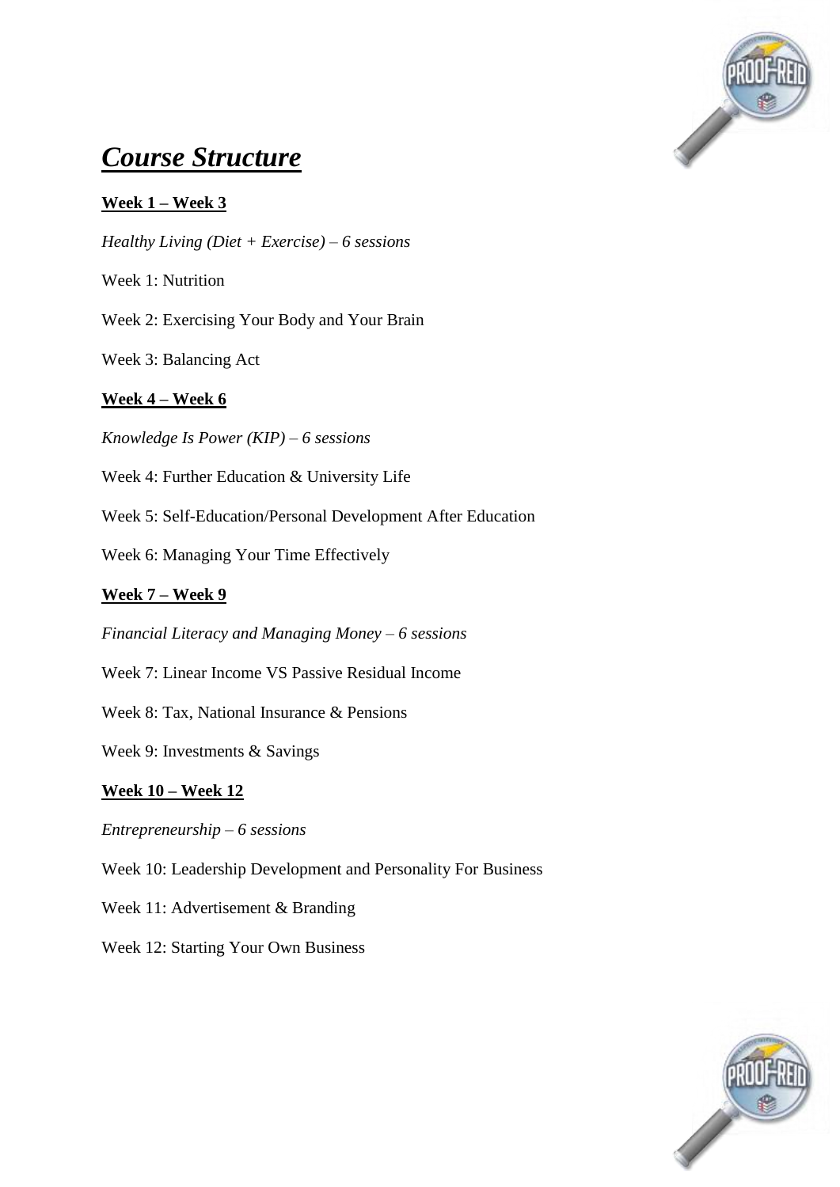# ***Course Structure***

**Week 1 – Week 3**

*Healthy Living (Diet + Exercise) – 6 sessions*

Week 1: Nutrition

Week 2: Exercising Your Body and Your Brain

Week 3: Balancing Act

**Week 4 – Week 6**

*Knowledge Is Power (KIP) – 6 sessions*

Week 4: Further Education & University Life

Week 5: Self-Education/Personal Development After Education

Week 6: Managing Your Time Effectively

**Week 7 – Week 9**

*Financial Literacy and Managing Money – 6 sessions*

Week 7: Linear Income VS Passive Residual Income

Week 8: Tax, National Insurance & Pensions

Week 9: Investments & Savings

**Week 10 – Week 12**

*Entrepreneurship – 6 sessions*

Week 10: Leadership Development and Personality For Business

Week 11: Advertisement & Branding

Week 12: Starting Your Own Business